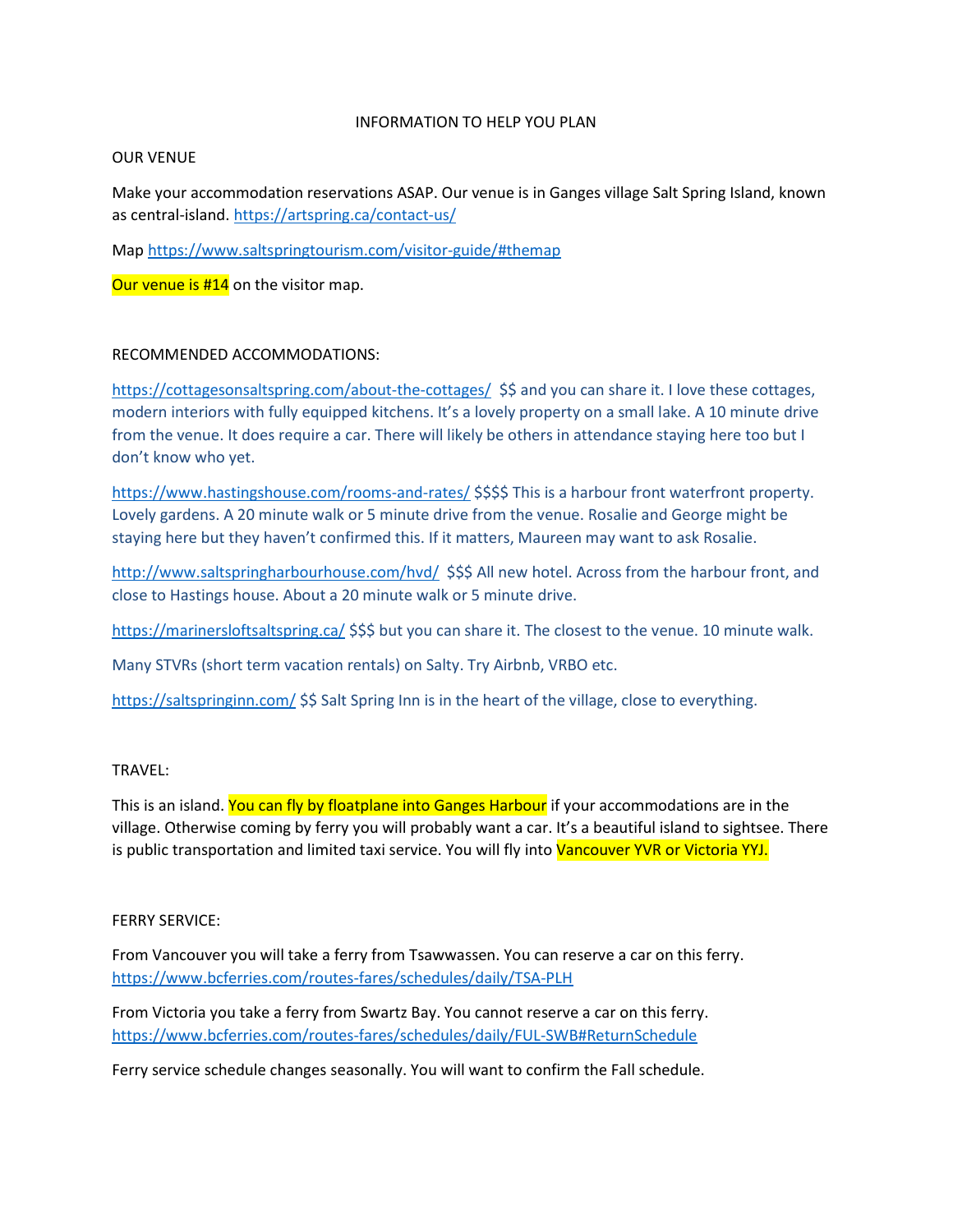# INFORMATION TO HELP YOU PLAN

## OUR VENUE

Make your accommodation reservations ASAP. Our venue is in Ganges village Salt Spring Island, known as central-island. https://artspring.ca/contact-us/

Map https://www.saltspringtourism.com/visitor-guide/#themap

Our venue is #14 on the visitor map.

## RECOMMENDED ACCOMMODATIONS:

https://cottagesonsaltspring.com/about-the-cottages/ $$ and you can share it. I love these cottages, modern interiors with fully equipped kitchens. It's a lovely property on a small lake. A 10 minute drive from the venue. It does require a car. There will likely be others in attendance staying here too but I don't know who yet.

https://www.hastingshouse.com/rooms-and-rates/ $$$$ This is a harbour front waterfront property. Lovely gardens. A 20 minute walk or 5 minute drive from the venue. Rosalie and George might be staying here but they haven't confirmed this. If it matters, Maureen may want to ask Rosalie.

http://www.saltspringharbourhouse.com/hvd/ $$$ All new hotel. Across from the harbour front, and close to Hastings house. About a 20 minute walk or 5 minute drive.

https://marinersloftsaltspring.ca/ $$$ but you can share it. The closest to the venue. 10 minute walk.

Many STVRs (short term vacation rentals) on Salty. Try Airbnb, VRBO etc.

https://saltspringinn.com/ $$ Salt Spring Inn is in the heart of the village, close to everything.

## TRAVEL:

This is an island. You can fly by floatplane into Ganges Harbour if your accommodations are in the village. Otherwise coming by ferry you will probably want a car. It's a beautiful island to sightsee. There is public transportation and limited taxi service. You will fly into Vancouver YVR or Victoria YYJ.

## FERRY SERVICE:

From Vancouver you will take a ferry from Tsawwassen. You can reserve a car on this ferry. https://www.bcferries.com/routes-fares/schedules/daily/TSA-PLH

From Victoria you take a ferry from Swartz Bay. You cannot reserve a car on this ferry. https://www.bcferries.com/routes-fares/schedules/daily/FUL-SWB#ReturnSchedule

Ferry service schedule changes seasonally. You will want to confirm the Fall schedule.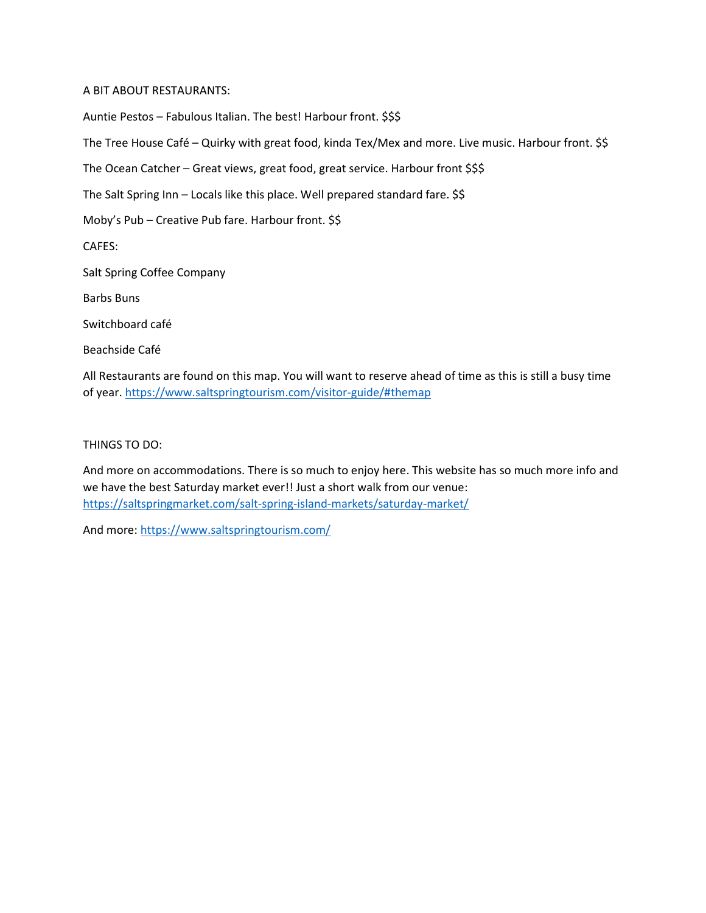A BIT ABOUT RESTAURANTS:

Auntie Pestos – Fabulous Italian. The best! Harbour front. $$$

The Tree House Café – Quirky with great food, kinda Tex/Mex and more. Live music. Harbour front. $$

The Ocean Catcher – Great views, great food, great service. Harbour front $$$

The Salt Spring Inn – Locals like this place. Well prepared standard fare. $$

Moby's Pub – Creative Pub fare. Harbour front. $$

CAFES:

Salt Spring Coffee Company

Barbs Buns

Switchboard café

Beachside Café

All Restaurants are found on this map. You will want to reserve ahead of time as this is still a busy time of year. [https://www.saltspringtourism.com/visitor-guide/#themap](https://www.saltspringtourism.com/visitor-guide/#themap)

THINGS TO DO:

And more on accommodations. There is so much to enjoy here. This website has so much more info and we have the best Saturday market ever!! Just a short walk from our venue: [https://saltspringmarket.com/salt-spring-island-markets/saturday-market/](https://saltspringmarket.com/salt-spring-island-markets/saturday-market/)

And more: [https://www.saltspringtourism.com/](https://www.saltspringtourism.com/)